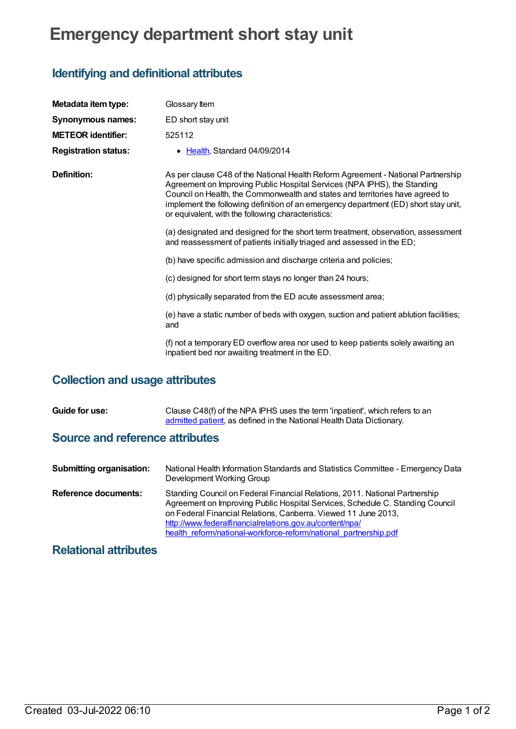# Emergency department short stay unit

## Identifying and definitional attributes

| | |
|---|---|
| **Metadata item type:** | Glossary Item |
| **Synonymous names:** | ED short stay unit |
| **METEOR identifier:** | 525112 |
| **Registration status:** | • Health, Standard 04/09/2014 |

**Definition:**

As per clause C48 of the National Health Reform Agreement - National Partnership Agreement on Improving Public Hospital Services (NPA IPHS), the Standing Council on Health, the Commonwealth and states and territories have agreed to implement the following definition of an emergency department (ED) short stay unit, or equivalent, with the following characteristics:

(a) designated and designed for the short term treatment, observation, assessment and reassessment of patients initially triaged and assessed in the ED;

(b) have specific admission and discharge criteria and policies;

(c) designed for short term stays no longer than 24 hours;

(d) physically separated from the ED acute assessment area;

(e) have a static number of beds with oxygen, suction and patient ablution facilities; and

(f) not a temporary ED overflow area nor used to keep patients solely awaiting an inpatient bed nor awaiting treatment in the ED.

## Collection and usage attributes

**Guide for use:** Clause C48(f) of the NPA IPHS uses the term 'inpatient', which refers to an admitted patient, as defined in the National Health Data Dictionary.

## Source and reference attributes

**Submitting organisation:** National Health Information Standards and Statistics Committee - Emergency Data Development Working Group

**Reference documents:** Standing Council on Federal Financial Relations, 2011. National Partnership Agreement on Improving Public Hospital Services, Schedule C. Standing Council on Federal Financial Relations, Canberra. Viewed 11 June 2013, http://www.federalfinancialrelations.gov.au/content/npa/health_reform/national-workforce-reform/national_partnership.pdf

## Relational attributes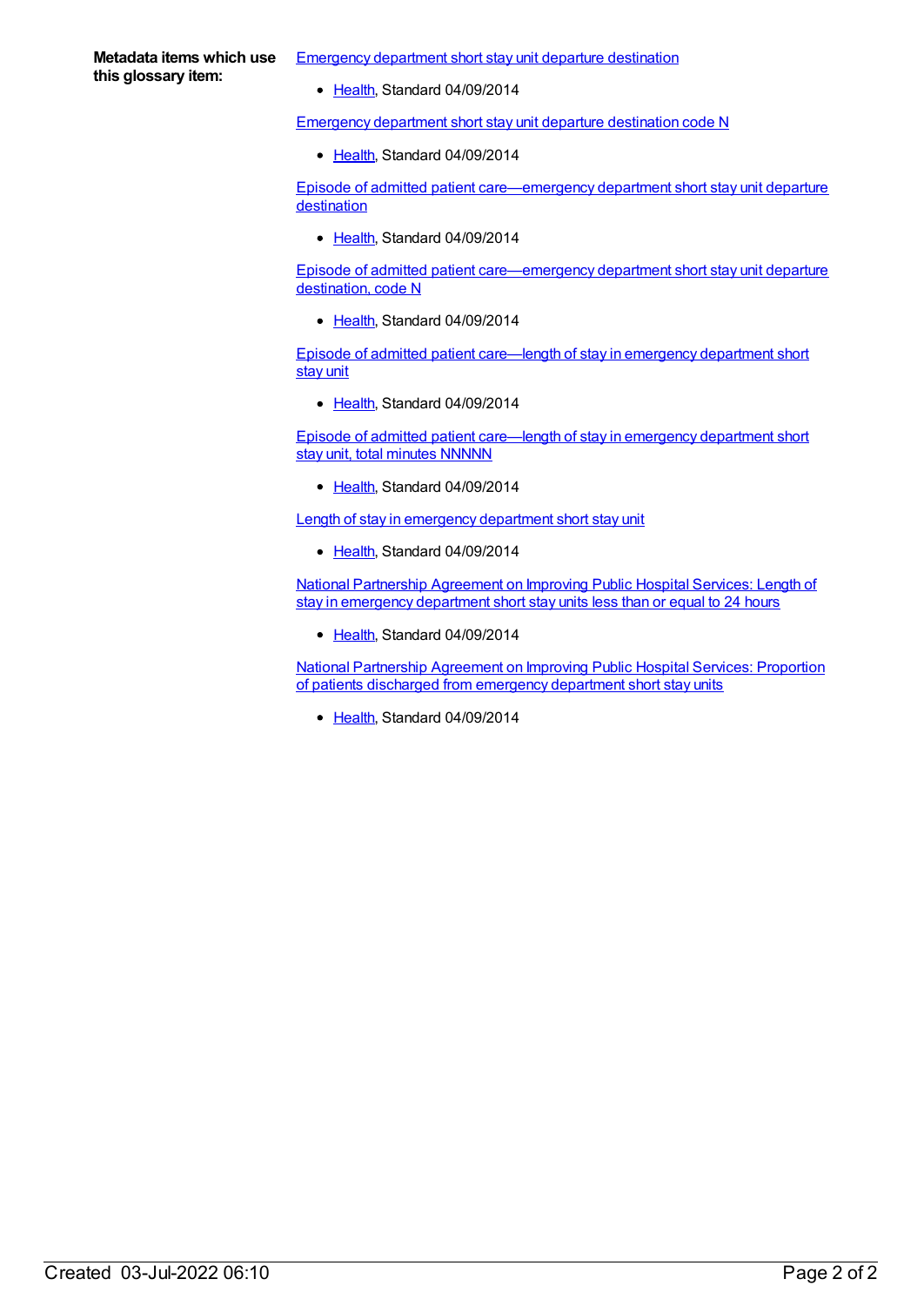**Metadata items which use this glossary item:**

Emergency department short stay unit departure destination

- Health, Standard 04/09/2014

Emergency department short stay unit departure destination code N

- Health, Standard 04/09/2014

Episode of admitted patient care—emergency department short stay unit departure destination

- Health, Standard 04/09/2014

Episode of admitted patient care—emergency department short stay unit departure destination, code N

- Health, Standard 04/09/2014

Episode of admitted patient care—length of stay in emergency department short stay unit

- Health, Standard 04/09/2014

Episode of admitted patient care—length of stay in emergency department short stay unit, total minutes NNNNN

- Health, Standard 04/09/2014

Length of stay in emergency department short stay unit

- Health, Standard 04/09/2014

National Partnership Agreement on Improving Public Hospital Services: Length of stay in emergency department short stay units less than or equal to 24 hours

- Health, Standard 04/09/2014

National Partnership Agreement on Improving Public Hospital Services: Proportion of patients discharged from emergency department short stay units

- Health, Standard 04/09/2014